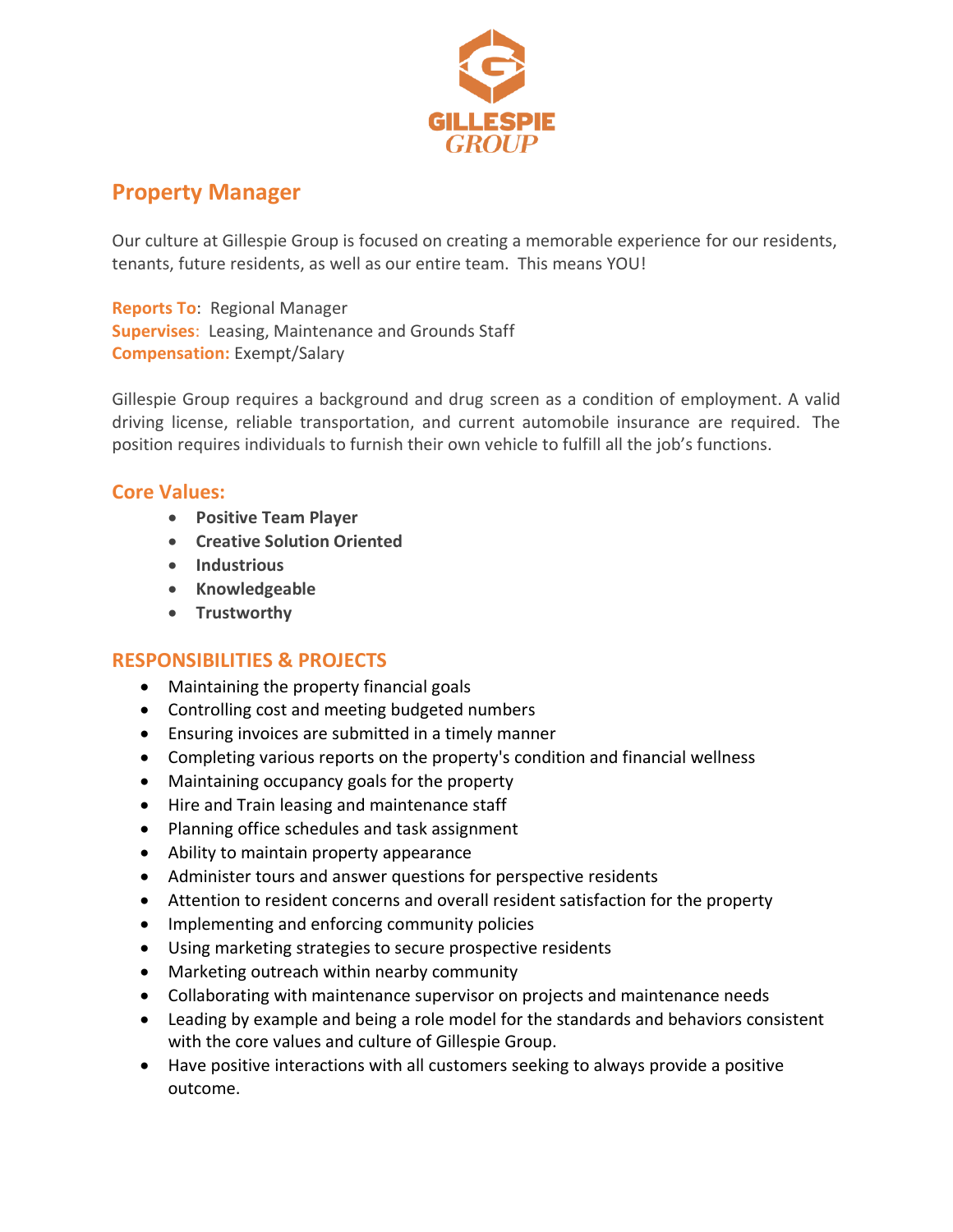GILLESPIE GROUP

# Property Manager

Our culture at Gillespie Group is focused on creating a memorable experience for our residents, tenants, future residents, as well as our entire team. This means YOU!

**Reports To**: Regional Manager
**Supervises**: Leasing, Maintenance and Grounds Staff
**Compensation:** Exempt/Salary

Gillespie Group requires a background and drug screen as a condition of employment. A valid driving license, reliable transportation, and current automobile insurance are required. The position requires individuals to furnish their own vehicle to fulfill all the job's functions.

## Core Values:

- **Positive Team Player**
- **Creative Solution Oriented**
- **Industrious**
- **Knowledgeable**
- **Trustworthy**

## RESPONSIBILITIES & PROJECTS

- Maintaining the property financial goals
- Controlling cost and meeting budgeted numbers
- Ensuring invoices are submitted in a timely manner
- Completing various reports on the property's condition and financial wellness
- Maintaining occupancy goals for the property
- Hire and Train leasing and maintenance staff
- Planning office schedules and task assignment
- Ability to maintain property appearance
- Administer tours and answer questions for perspective residents
- Attention to resident concerns and overall resident satisfaction for the property
- Implementing and enforcing community policies
- Using marketing strategies to secure prospective residents
- Marketing outreach within nearby community
- Collaborating with maintenance supervisor on projects and maintenance needs
- Leading by example and being a role model for the standards and behaviors consistent with the core values and culture of Gillespie Group.
- Have positive interactions with all customers seeking to always provide a positive outcome.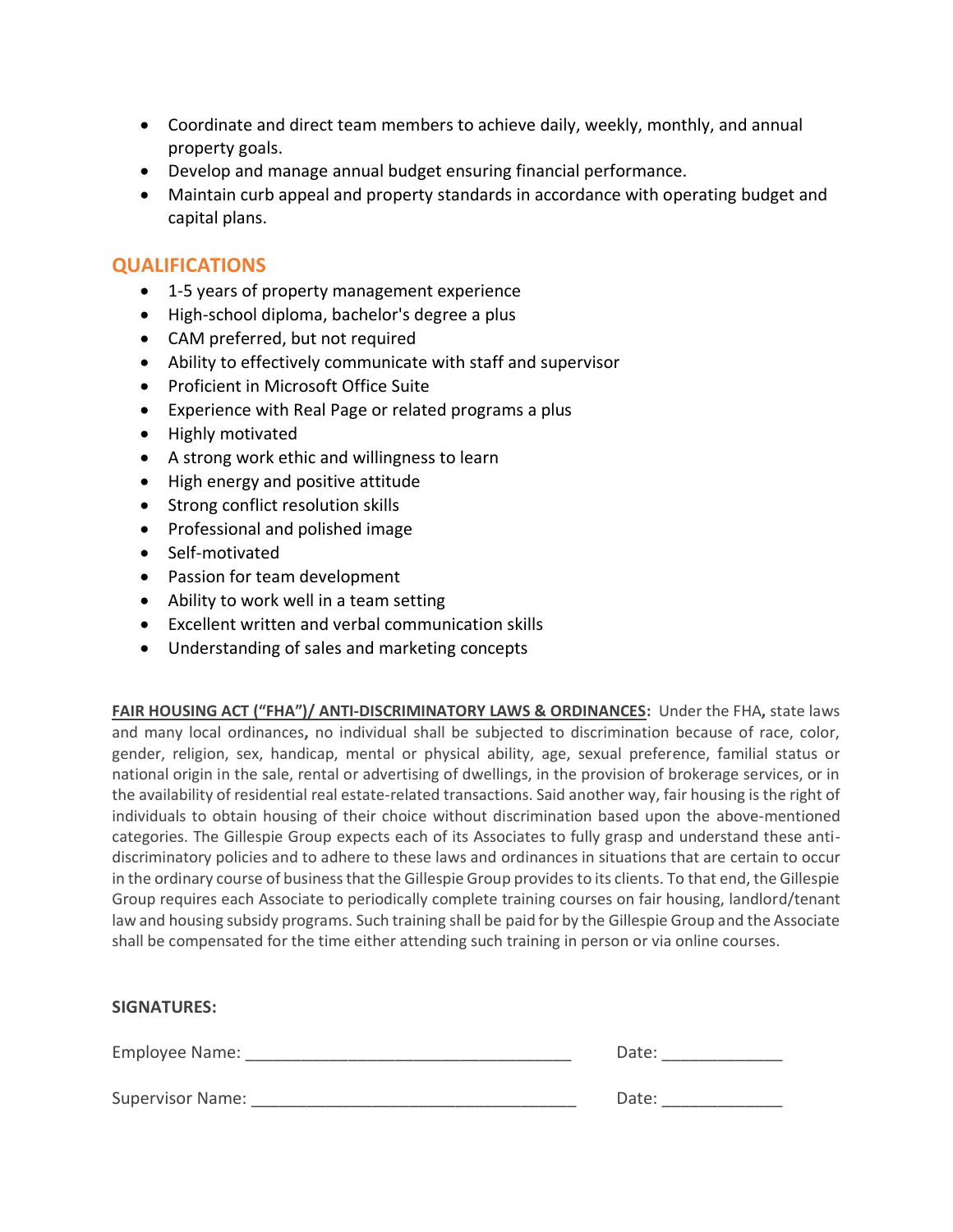- Coordinate and direct team members to achieve daily, weekly, monthly, and annual property goals.
- Develop and manage annual budget ensuring financial performance.
- Maintain curb appeal and property standards in accordance with operating budget and capital plans.

## QUALIFICATIONS

- 1-5 years of property management experience
- High-school diploma, bachelor's degree a plus
- CAM preferred, but not required
- Ability to effectively communicate with staff and supervisor
- Proficient in Microsoft Office Suite
- Experience with Real Page or related programs a plus
- Highly motivated
- A strong work ethic and willingness to learn
- High energy and positive attitude
- Strong conflict resolution skills
- Professional and polished image
- Self-motivated
- Passion for team development
- Ability to work well in a team setting
- Excellent written and verbal communication skills
- Understanding of sales and marketing concepts

**FAIR HOUSING ACT ("FHA")/ ANTI-DISCRIMINATORY LAWS & ORDINANCES:** Under the FHA**,** state laws and many local ordinances**,** no individual shall be subjected to discrimination because of race, color, gender, religion, sex, handicap, mental or physical ability, age, sexual preference, familial status or national origin in the sale, rental or advertising of dwellings, in the provision of brokerage services, or in the availability of residential real estate-related transactions. Said another way, fair housing is the right of individuals to obtain housing of their choice without discrimination based upon the above-mentioned categories. The Gillespie Group expects each of its Associates to fully grasp and understand these anti-discriminatory policies and to adhere to these laws and ordinances in situations that are certain to occur in the ordinary course of business that the Gillespie Group provides to its clients. To that end, the Gillespie Group requires each Associate to periodically complete training courses on fair housing, landlord/tenant law and housing subsidy programs. Such training shall be paid for by the Gillespie Group and the Associate shall be compensated for the time either attending such training in person or via online courses.

**SIGNATURES:**

Employee Name: ___________________________________ Date: _____________

Supervisor Name: ___________________________________ Date: _____________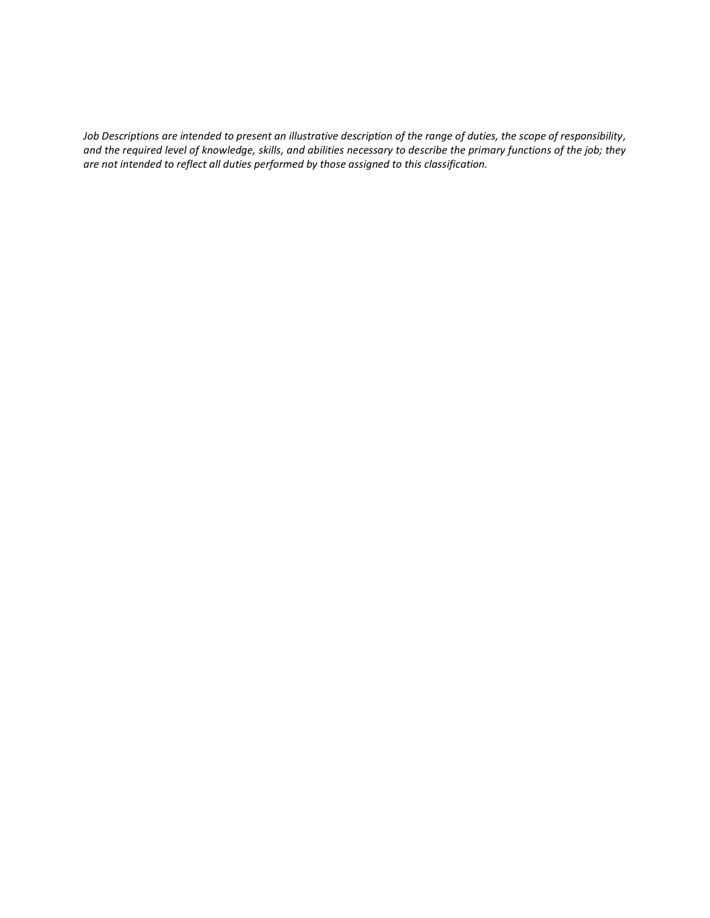*Job Descriptions are intended to present an illustrative description of the range of duties, the scope of responsibility, and the required level of knowledge, skills, and abilities necessary to describe the primary functions of the job; they are not intended to reflect all duties performed by those assigned to this classification.*